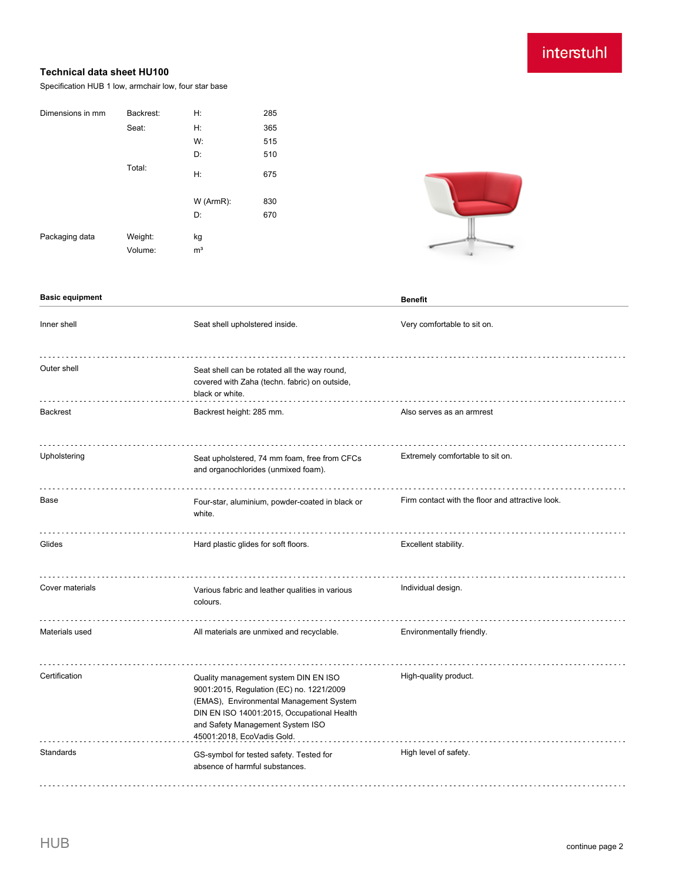interstuhl

# Technical data sheet HU100

Specification HUB 1 low, armchair low, four star base

| Dimensions in mm | Backrest: | H: | 285 |
|---|---|---|---|
| | Seat: | H: | 365 |
| | | W: | 515 |
| | | D: | 510 |
| | Total: | H: | 675 |
| | | W (ArmR): | 830 |
| | | D: | 670 |
| Packaging data | Weight: | kg | |
| | Volume: | m³ | |

| Basic equipment | | Benefit |
|---|---|---|
| Inner shell | Seat shell upholstered inside. | Very comfortable to sit on. |
| Outer shell | Seat shell can be rotated all the way round, covered with Zaha (techn. fabric) on outside, black or white. | |
| Backrest | Backrest height: 285 mm. | Also serves as an armrest |
| Upholstering | Seat upholstered, 74 mm foam, free from CFCs and organochlorides (unmixed foam). | Extremely comfortable to sit on. |
| Base | Four-star, aluminium, powder-coated in black or white. | Firm contact with the floor and attractive look. |
| Glides | Hard plastic glides for soft floors. | Excellent stability. |
| Cover materials | Various fabric and leather qualities in various colours. | Individual design. |
| Materials used | All materials are unmixed and recyclable. | Environmentally friendly. |
| Certification | Quality management system DIN EN ISO 9001:2015, Regulation (EC) no. 1221/2009 (EMAS), Environmental Management System DIN EN ISO 14001:2015, Occupational Health and Safety Management System ISO 45001:2018, EcoVadis Gold. | High-quality product. |
| Standards | GS-symbol for tested safety. Tested for absence of harmful substances. | High level of safety. |

HUB

continue page 2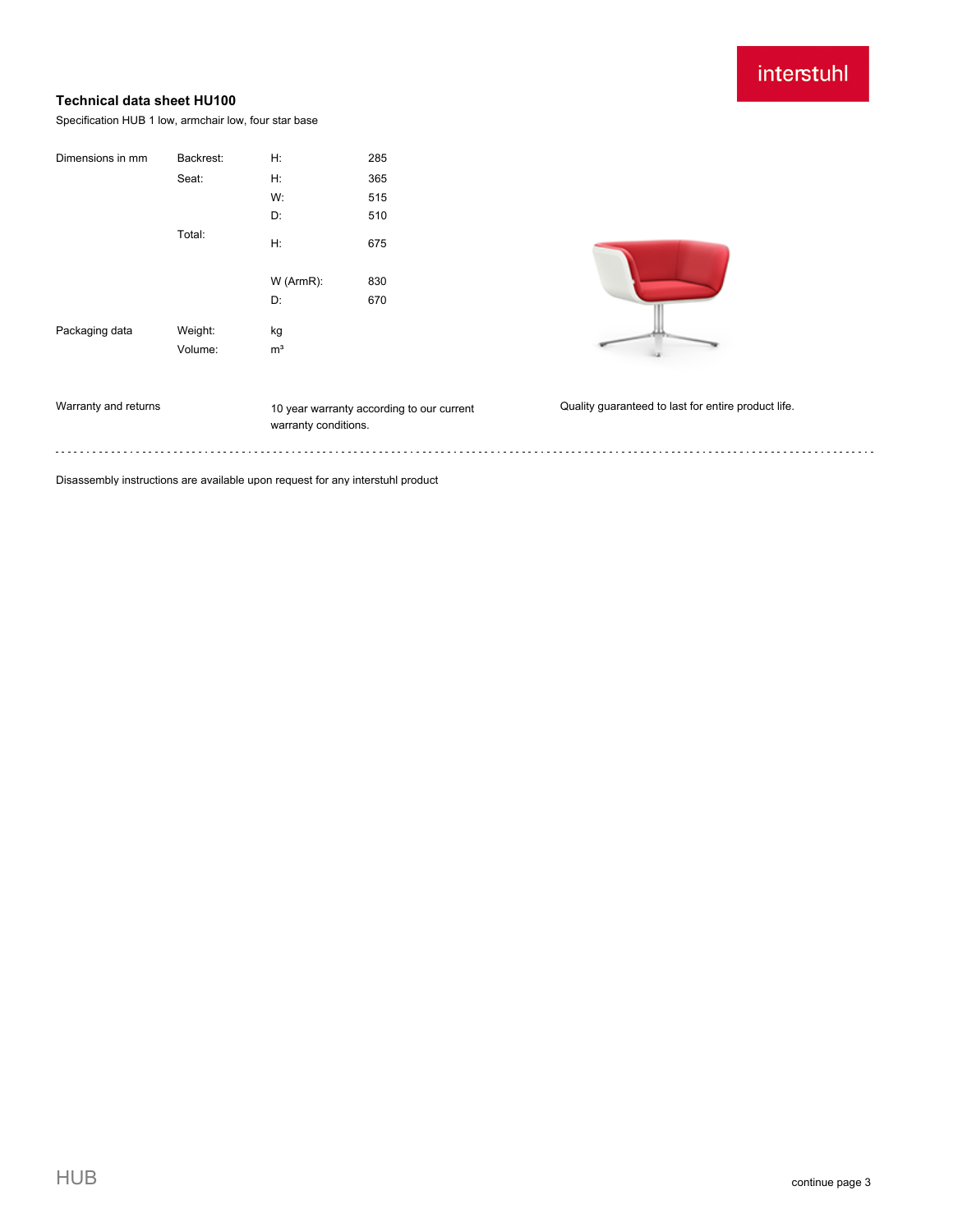### Technical data sheet HU100

Specification HUB 1 low, armchair low, four star base

| Dimensions in mm | Backrest: | H: | 285 |
| --- | --- | --- | --- |
| | Seat: | H: | 365 |
| | | W: | 515 |
| | | D: | 510 |
| | Total: | H: | 675 |
| | | W (ArmR): | 830 |
| | | D: | 670 |
| Packaging data | Weight: | kg | |
| | Volume: | m³ | |

| Warranty and returns | 10 year warranty according to our current warranty conditions. | Quality guaranteed to last for entire product life. |
| --- | --- | --- |

Disassembly instructions are available upon request for any interstuhl product

HUB

continue page 3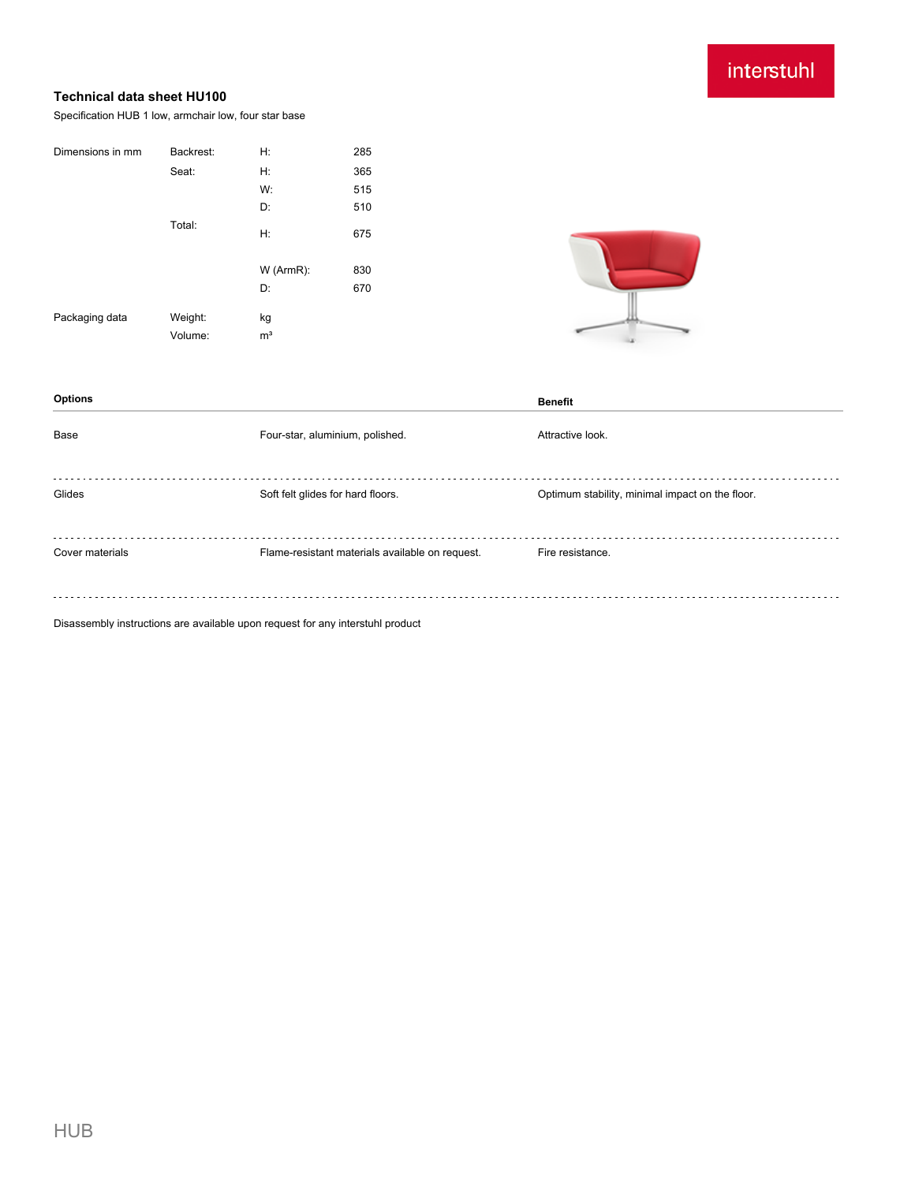## Technical data sheet HU100

Specification HUB 1 low, armchair low, four star base

| | | | |
|---|---|---|---|
| Dimensions in mm | Backrest: | H: | 285 |
| | Seat: | H: | 365 |
| | | W: | 515 |
| | | D: | 510 |
| | Total: | H: | 675 |
| | | W (ArmR): | 830 |
| | | D: | 670 |
| Packaging data | Weight: | kg | |
| | Volume: | m³ | |

| Options | | Benefit |
|---|---|---|
| Base | Four-star, aluminium, polished. | Attractive look. |
| Glides | Soft felt glides for hard floors. | Optimum stability, minimal impact on the floor. |
| Cover materials | Flame-resistant materials available on request. | Fire resistance. |

Disassembly instructions are available upon request for any interstuhl product